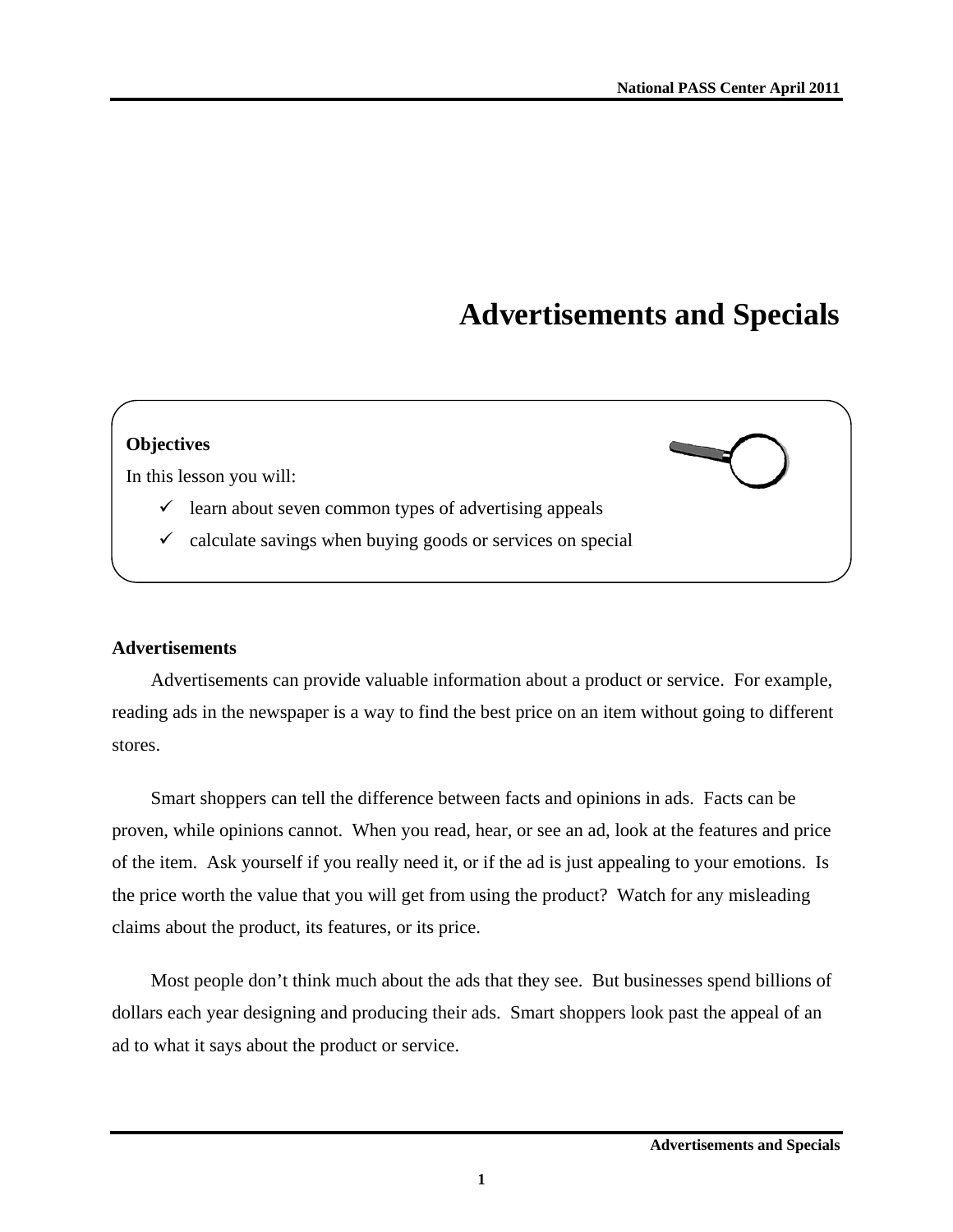# Advertisements and Specials

**Objectives**

In this lesson you will:

- ✓ learn about seven common types of advertising appeals
- ✓ calculate savings when buying goods or services on special

**Advertisements**

Advertisements can provide valuable information about a product or service. For example, reading ads in the newspaper is a way to find the best price on an item without going to different stores.

Smart shoppers can tell the difference between facts and opinions in ads. Facts can be proven, while opinions cannot. When you read, hear, or see an ad, look at the features and price of the item. Ask yourself if you really need it, or if the ad is just appealing to your emotions. Is the price worth the value that you will get from using the product? Watch for any misleading claims about the product, its features, or its price.

Most people don't think much about the ads that they see. But businesses spend billions of dollars each year designing and producing their ads. Smart shoppers look past the appeal of an ad to what it says about the product or service.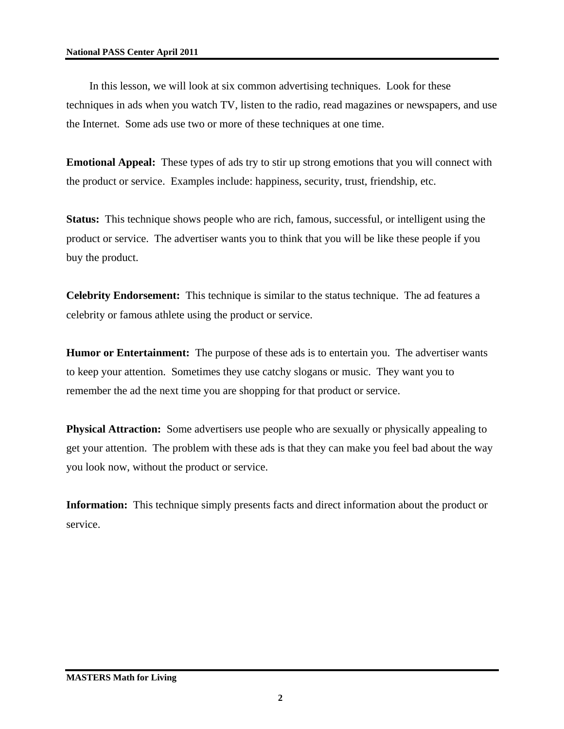In this lesson, we will look at six common advertising techniques. Look for these techniques in ads when you watch TV, listen to the radio, read magazines or newspapers, and use the Internet. Some ads use two or more of these techniques at one time.

**Emotional Appeal:** These types of ads try to stir up strong emotions that you will connect with the product or service. Examples include: happiness, security, trust, friendship, etc.

**Status:** This technique shows people who are rich, famous, successful, or intelligent using the product or service. The advertiser wants you to think that you will be like these people if you buy the product.

**Celebrity Endorsement:** This technique is similar to the status technique. The ad features a celebrity or famous athlete using the product or service.

**Humor or Entertainment:** The purpose of these ads is to entertain you. The advertiser wants to keep your attention. Sometimes they use catchy slogans or music. They want you to remember the ad the next time you are shopping for that product or service.

**Physical Attraction:** Some advertisers use people who are sexually or physically appealing to get your attention. The problem with these ads is that they can make you feel bad about the way you look now, without the product or service.

**Information:** This technique simply presents facts and direct information about the product or service.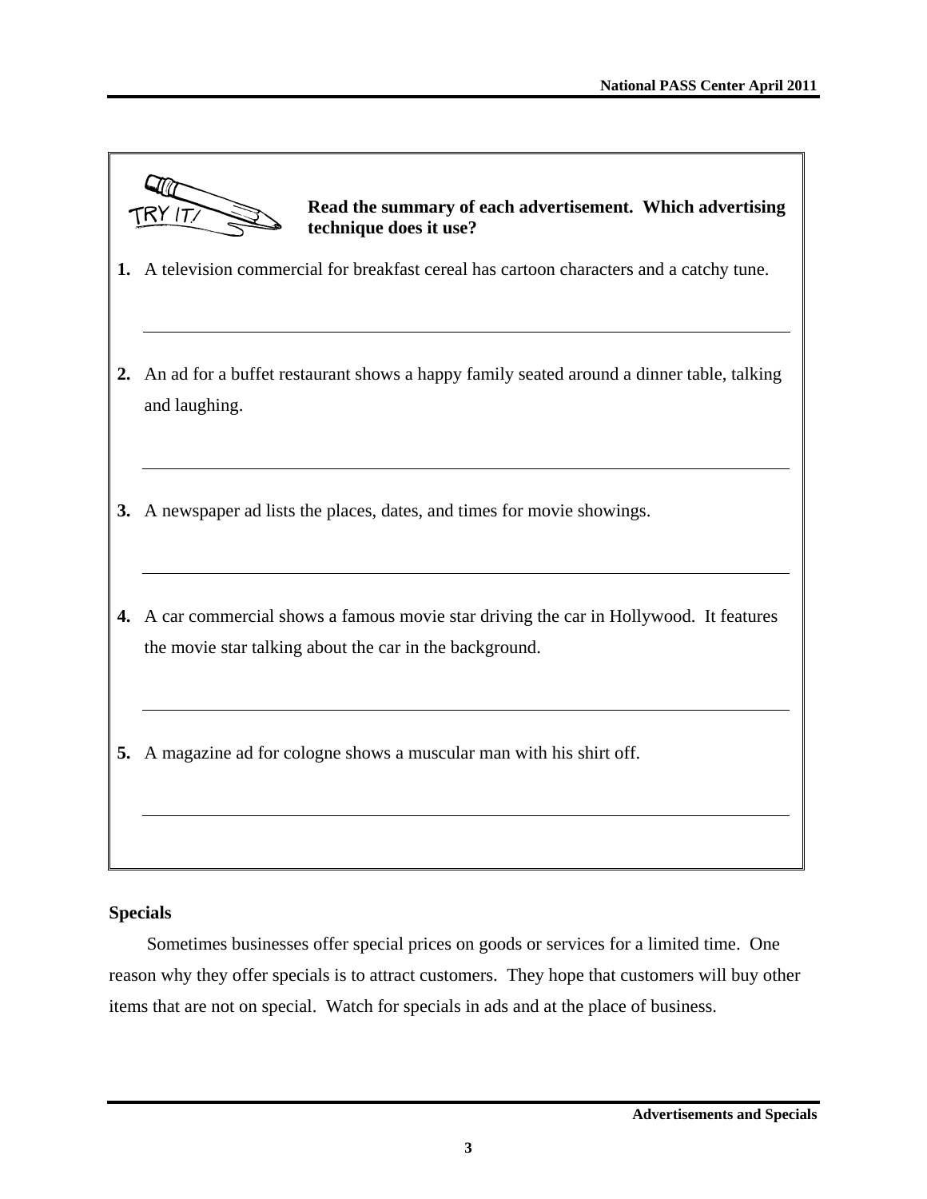TRY IT!

**Read the summary of each advertisement. Which advertising technique does it use?**

**1.** A television commercial for breakfast cereal has cartoon characters and a catchy tune.

_______________________________________________

**2.** An ad for a buffet restaurant shows a happy family seated around a dinner table, talking and laughing.

_______________________________________________

**3.** A newspaper ad lists the places, dates, and times for movie showings.

_______________________________________________

**4.** A car commercial shows a famous movie star driving the car in Hollywood. It features the movie star talking about the car in the background.

_______________________________________________

**5.** A magazine ad for cologne shows a muscular man with his shirt off.

_______________________________________________

## Specials

Sometimes businesses offer special prices on goods or services for a limited time. One reason why they offer specials is to attract customers. They hope that customers will buy other items that are not on special. Watch for specials in ads and at the place of business.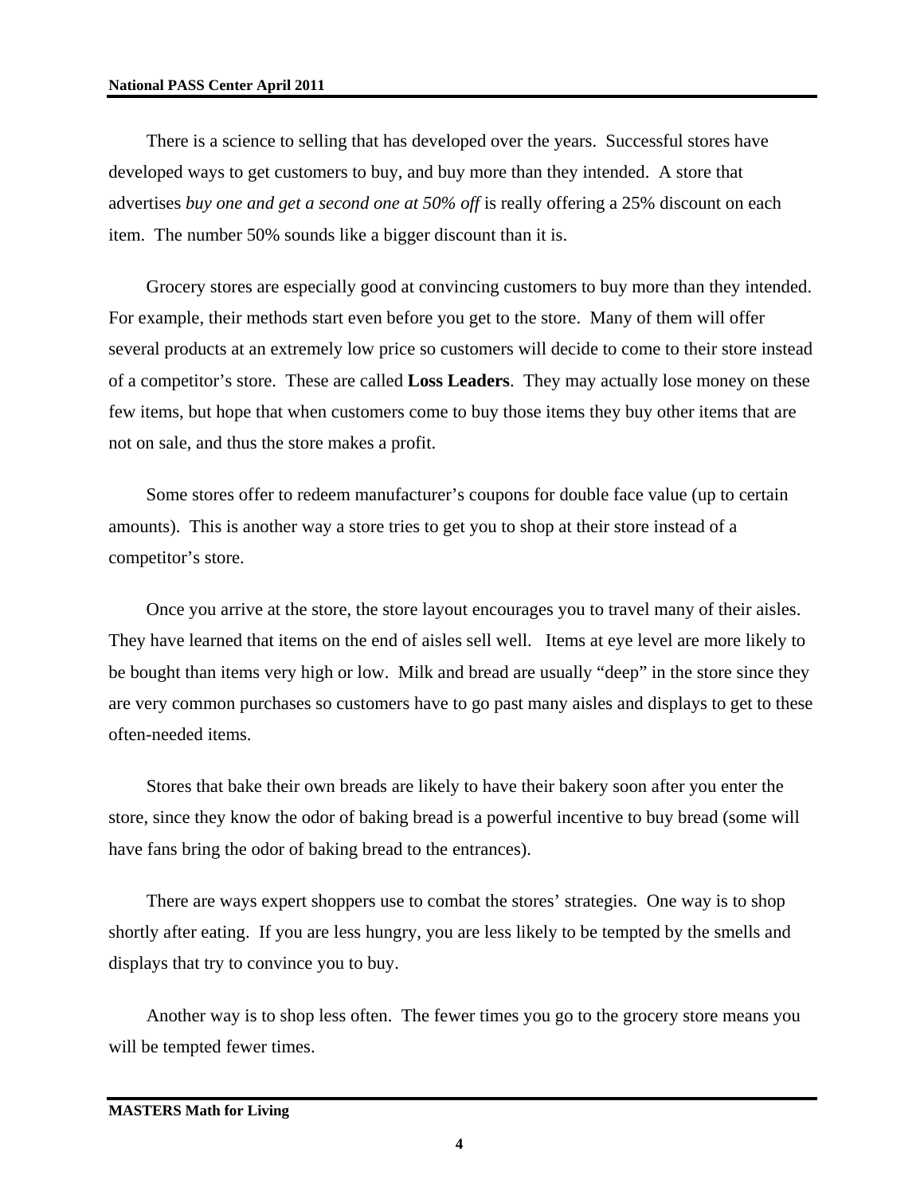There is a science to selling that has developed over the years. Successful stores have developed ways to get customers to buy, and buy more than they intended. A store that advertises *buy one and get a second one at 50% off* is really offering a 25% discount on each item. The number 50% sounds like a bigger discount than it is.

Grocery stores are especially good at convincing customers to buy more than they intended. For example, their methods start even before you get to the store. Many of them will offer several products at an extremely low price so customers will decide to come to their store instead of a competitor's store. These are called **Loss Leaders**. They may actually lose money on these few items, but hope that when customers come to buy those items they buy other items that are not on sale, and thus the store makes a profit.

Some stores offer to redeem manufacturer's coupons for double face value (up to certain amounts). This is another way a store tries to get you to shop at their store instead of a competitor's store.

Once you arrive at the store, the store layout encourages you to travel many of their aisles. They have learned that items on the end of aisles sell well. Items at eye level are more likely to be bought than items very high or low. Milk and bread are usually "deep" in the store since they are very common purchases so customers have to go past many aisles and displays to get to these often-needed items.

Stores that bake their own breads are likely to have their bakery soon after you enter the store, since they know the odor of baking bread is a powerful incentive to buy bread (some will have fans bring the odor of baking bread to the entrances).

There are ways expert shoppers use to combat the stores' strategies. One way is to shop shortly after eating. If you are less hungry, you are less likely to be tempted by the smells and displays that try to convince you to buy.

Another way is to shop less often. The fewer times you go to the grocery store means you will be tempted fewer times.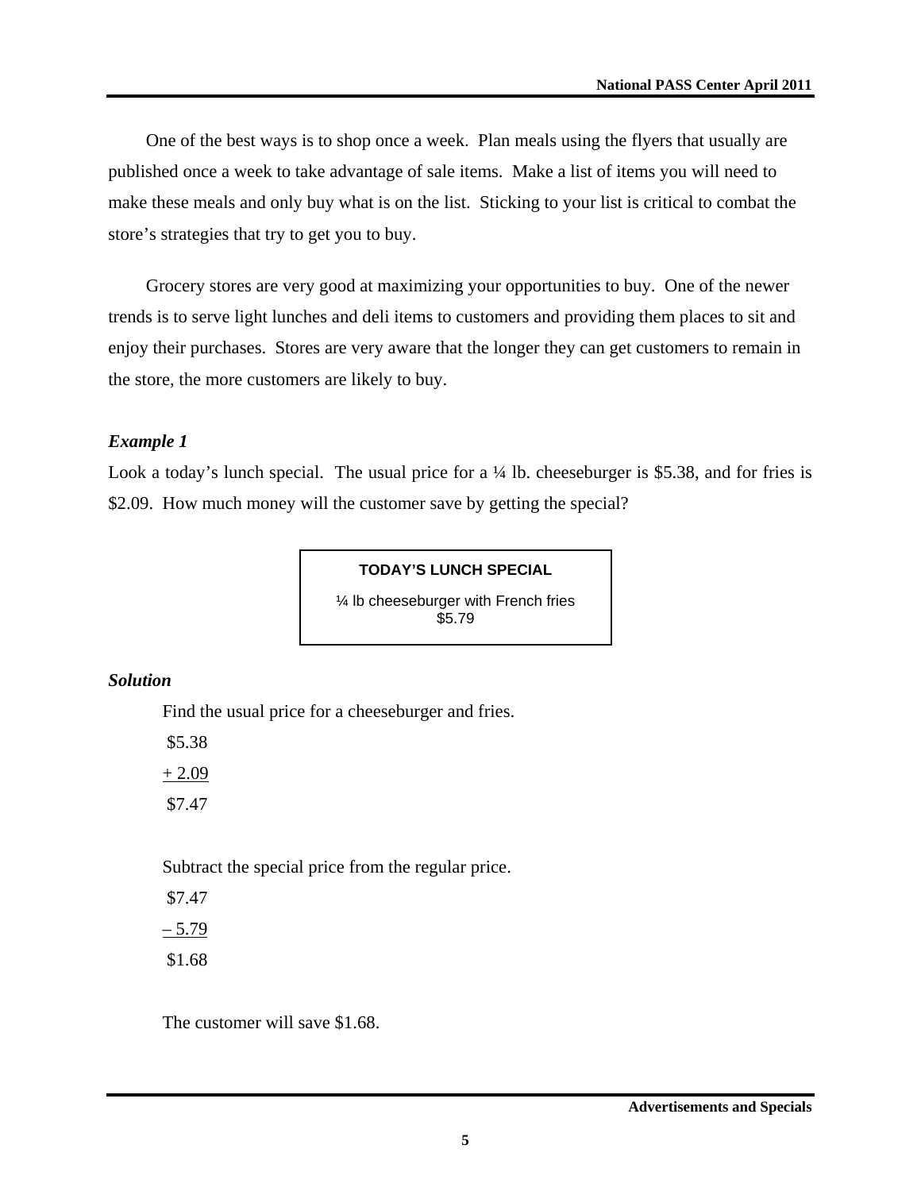One of the best ways is to shop once a week. Plan meals using the flyers that usually are published once a week to take advantage of sale items. Make a list of items you will need to make these meals and only buy what is on the list. Sticking to your list is critical to combat the store's strategies that try to get you to buy.

Grocery stores are very good at maximizing your opportunities to buy. One of the newer trends is to serve light lunches and deli items to customers and providing them places to sit and enjoy their purchases. Stores are very aware that the longer they can get customers to remain in the store, the more customers are likely to buy.

### *Example 1*

Look a today's lunch special. The usual price for a ¼ lb. cheeseburger is \$5.38, and for fries is \$2.09. How much money will the customer save by getting the special?

> **TODAY'S LUNCH SPECIAL**
>
> ¼ lb cheeseburger with French fries
> \$5.79

### *Solution*

Find the usual price for a cheeseburger and fries.

$$\begin{array}{r} \$5.38 \\ \underline{+\ 2.09} \\ \$7.47 \end{array}$$

Subtract the special price from the regular price.

$$\begin{array}{r} \$7.47 \\ \underline{-\ 5.79} \\ \$1.68 \end{array}$$

The customer will save \$1.68.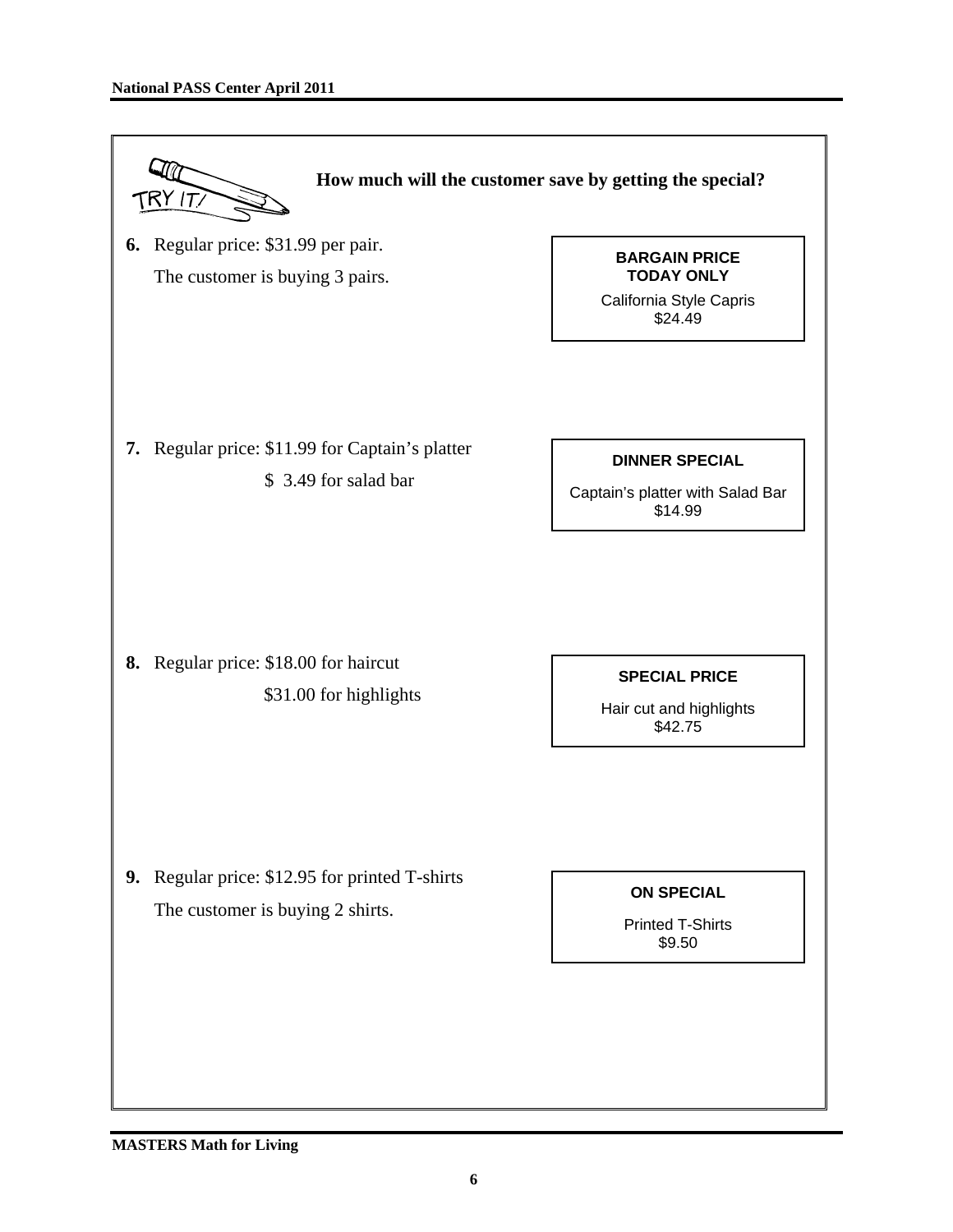TRY IT!

**How much will the customer save by getting the special?**

**6.** Regular price: $31.99 per pair.
The customer is buying 3 pairs.

> **BARGAIN PRICE**
> **TODAY ONLY**
> California Style Capris
> $24.49

**7.** Regular price: $11.99 for Captain's platter
$ 3.49 for salad bar

> **DINNER SPECIAL**
> Captain's platter with Salad Bar
> $14.99

**8.** Regular price: $18.00 for haircut
$31.00 for highlights

> **SPECIAL PRICE**
> Hair cut and highlights
> $42.75

**9.** Regular price: $12.95 for printed T-shirts
The customer is buying 2 shirts.

> **ON SPECIAL**
> Printed T-Shirts
> $9.50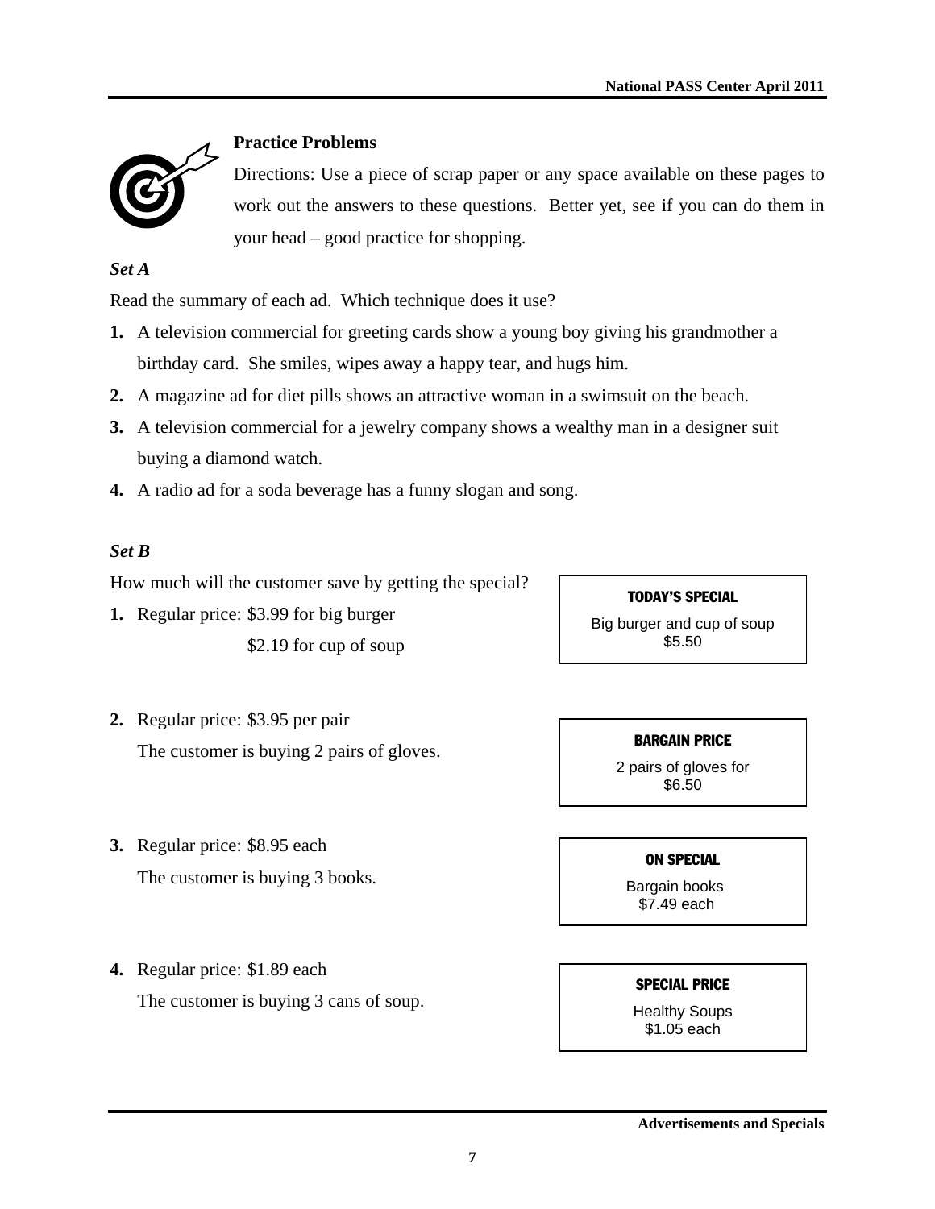## Practice Problems

Directions: Use a piece of scrap paper or any space available on these pages to work out the answers to these questions. Better yet, see if you can do them in your head – good practice for shopping.

*Set A*

Read the summary of each ad. Which technique does it use?

1. A television commercial for greeting cards show a young boy giving his grandmother a birthday card. She smiles, wipes away a happy tear, and hugs him.
2. A magazine ad for diet pills shows an attractive woman in a swimsuit on the beach.
3. A television commercial for a jewelry company shows a wealthy man in a designer suit buying a diamond watch.
4. A radio ad for a soda beverage has a funny slogan and song.

*Set B*

How much will the customer save by getting the special?

1. Regular price: $3.99 for big burger
   $2.19 for cup of soup

   > **TODAY'S SPECIAL**
   > Big burger and cup of soup
   > $5.50

2. Regular price: $3.95 per pair
   The customer is buying 2 pairs of gloves.

   > **BARGAIN PRICE**
   > 2 pairs of gloves for
   > $6.50

3. Regular price: $8.95 each
   The customer is buying 3 books.

   > **ON SPECIAL**
   > Bargain books
   > $7.49 each

4. Regular price: $1.89 each
   The customer is buying 3 cans of soup.

   > **SPECIAL PRICE**
   > Healthy Soups
   > $1.05 each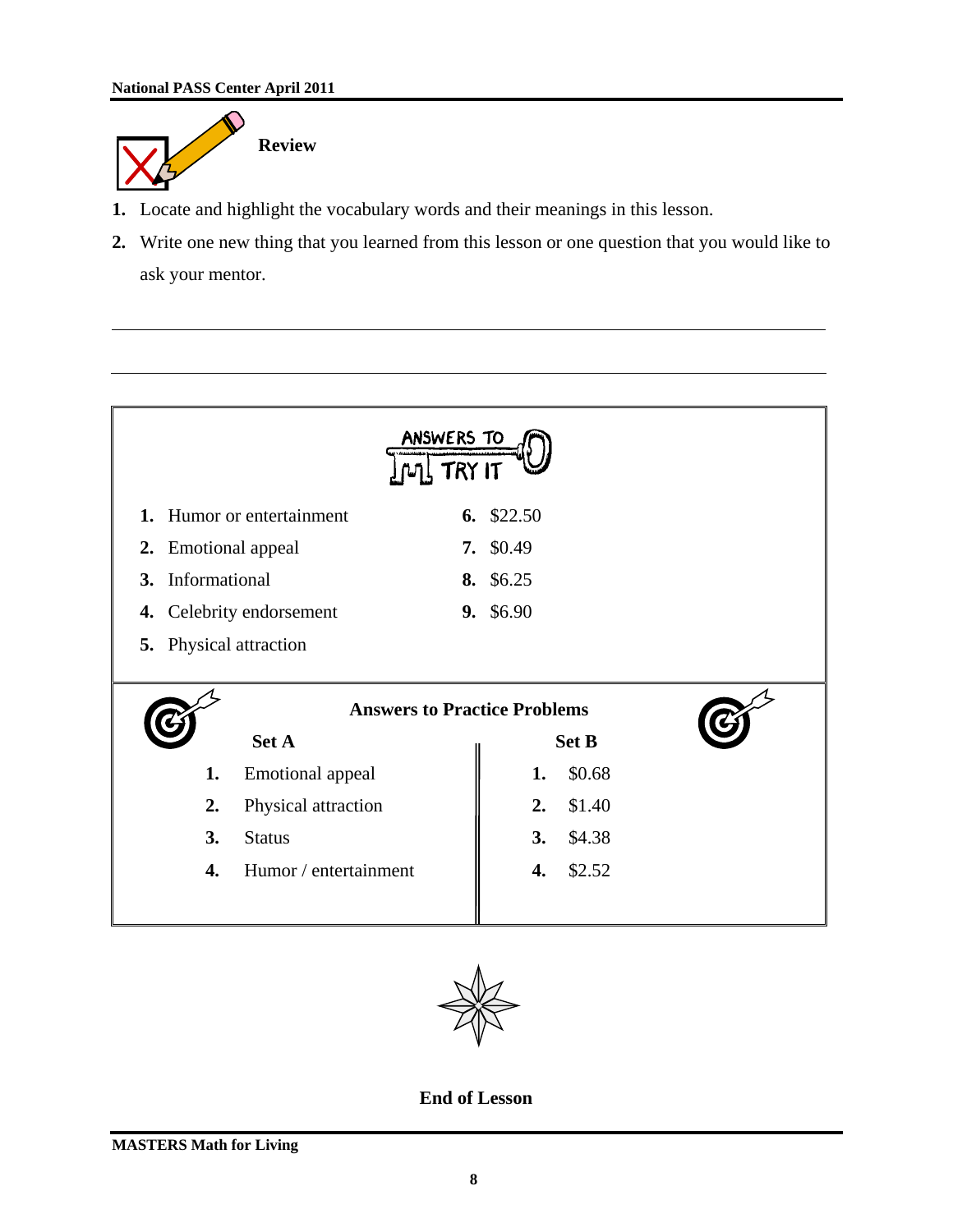## Review

1. Locate and highlight the vocabulary words and their meanings in this lesson.
2. Write one new thing that you learned from this lesson or one question that you would like to ask your mentor.

---

---

### ANSWERS TO TRY IT

1. Humor or entertainment
2. Emotional appeal
3. Informational
4. Celebrity endorsement
5. Physical attraction
6. $22.50
7. $0.49
8. $6.25
9. $6.90

### Answers to Practice Problems

| | Set A | | Set B |
|---|---|---|---|
| 1. | Emotional appeal | 1. | $0.68 |
| 2. | Physical attraction | 2. | $1.40 |
| 3. | Status | 3. | $4.38 |
| 4. | Humor / entertainment | 4. | $2.52 |

**End of Lesson**